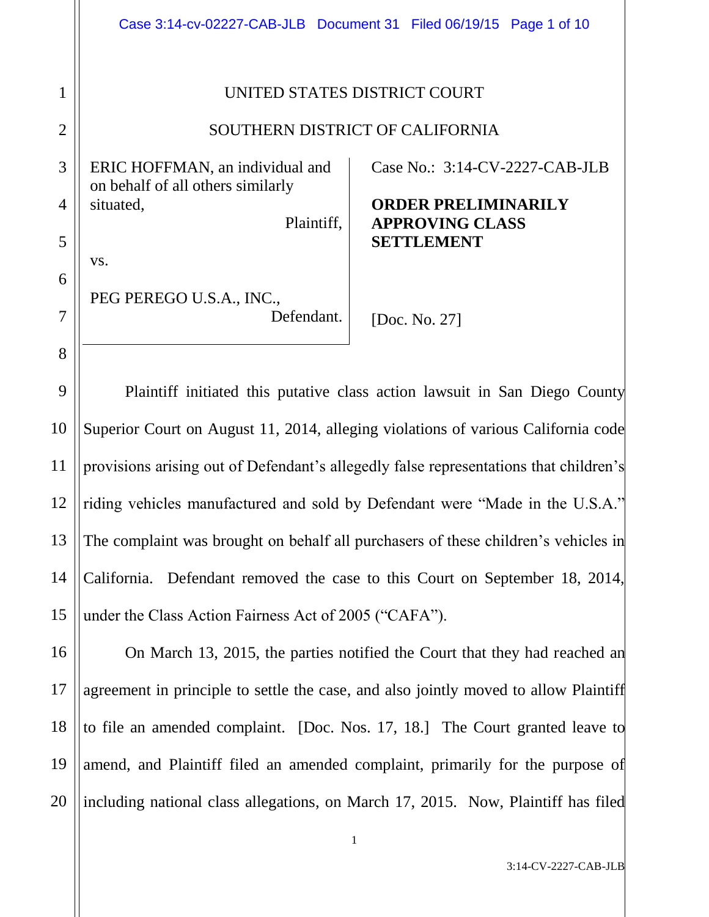UNITED STATES DISTRICT COURT

SOUTHERN DISTRICT OF CALIFORNIA

ERIC HOFFMAN, an individual and on behalf of all others similarly situated,
Plaintiff,

vs.

PEG PEREGO U.S.A., INC.,
Defendant.

Case No.: 3:14-CV-2227-CAB-JLB

**ORDER PRELIMINARILY APPROVING CLASS SETTLEMENT**

[Doc. No. 27]

Plaintiff initiated this putative class action lawsuit in San Diego County Superior Court on August 11, 2014, alleging violations of various California code provisions arising out of Defendant's allegedly false representations that children's riding vehicles manufactured and sold by Defendant were "Made in the U.S.A." The complaint was brought on behalf all purchasers of these children's vehicles in California. Defendant removed the case to this Court on September 18, 2014, under the Class Action Fairness Act of 2005 ("CAFA").

On March 13, 2015, the parties notified the Court that they had reached an agreement in principle to settle the case, and also jointly moved to allow Plaintiff to file an amended complaint. [Doc. Nos. 17, 18.] The Court granted leave to amend, and Plaintiff filed an amended complaint, primarily for the purpose of including national class allegations, on March 17, 2015. Now, Plaintiff has filed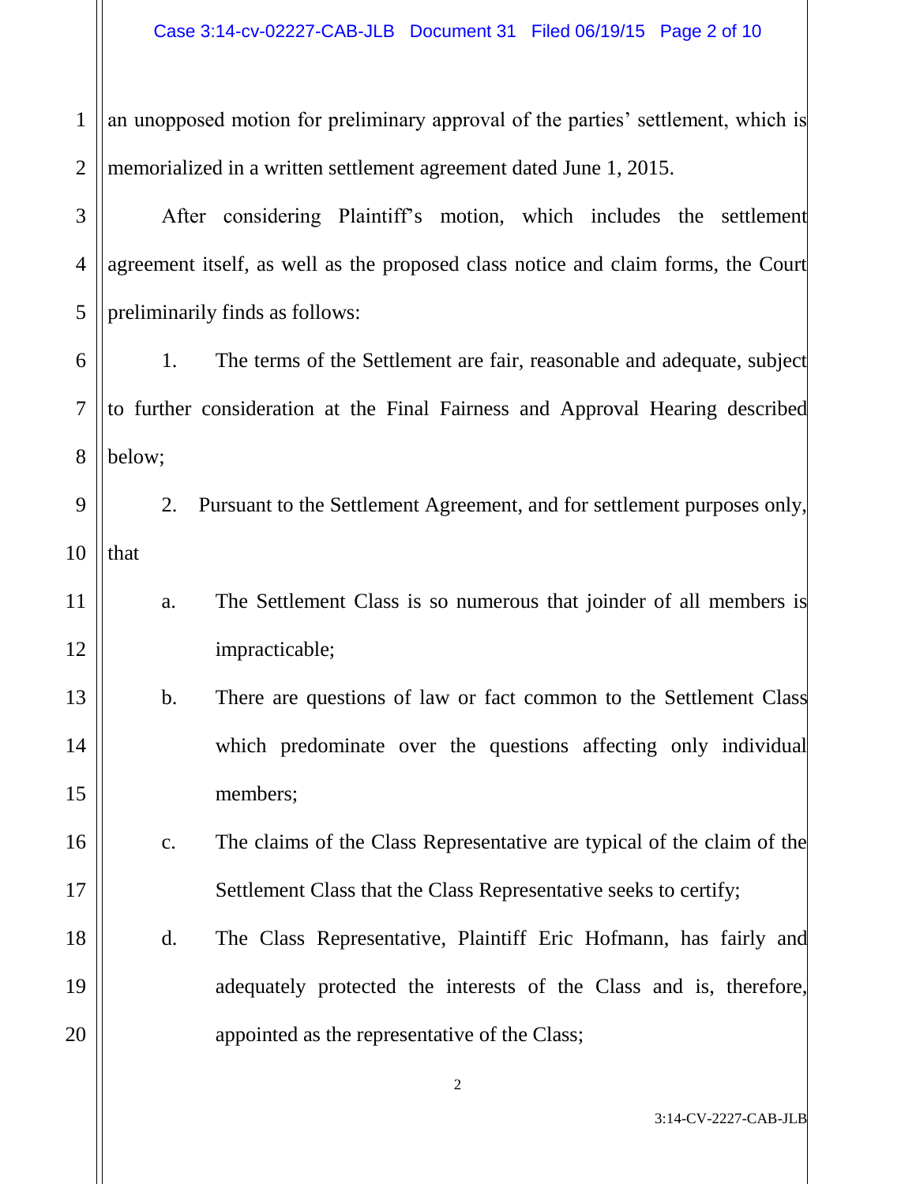an unopposed motion for preliminary approval of the parties' settlement, which is memorialized in a written settlement agreement dated June 1, 2015.

After considering Plaintiff's motion, which includes the settlement agreement itself, as well as the proposed class notice and claim forms, the Court preliminarily finds as follows:

1. The terms of the Settlement are fair, reasonable and adequate, subject to further consideration at the Final Fairness and Approval Hearing described below;

2. Pursuant to the Settlement Agreement, and for settlement purposes only, that

   a. The Settlement Class is so numerous that joinder of all members is impracticable;

   b. There are questions of law or fact common to the Settlement Class which predominate over the questions affecting only individual members;

   c. The claims of the Class Representative are typical of the claim of the Settlement Class that the Class Representative seeks to certify;

   d. The Class Representative, Plaintiff Eric Hofmann, has fairly and adequately protected the interests of the Class and is, therefore, appointed as the representative of the Class;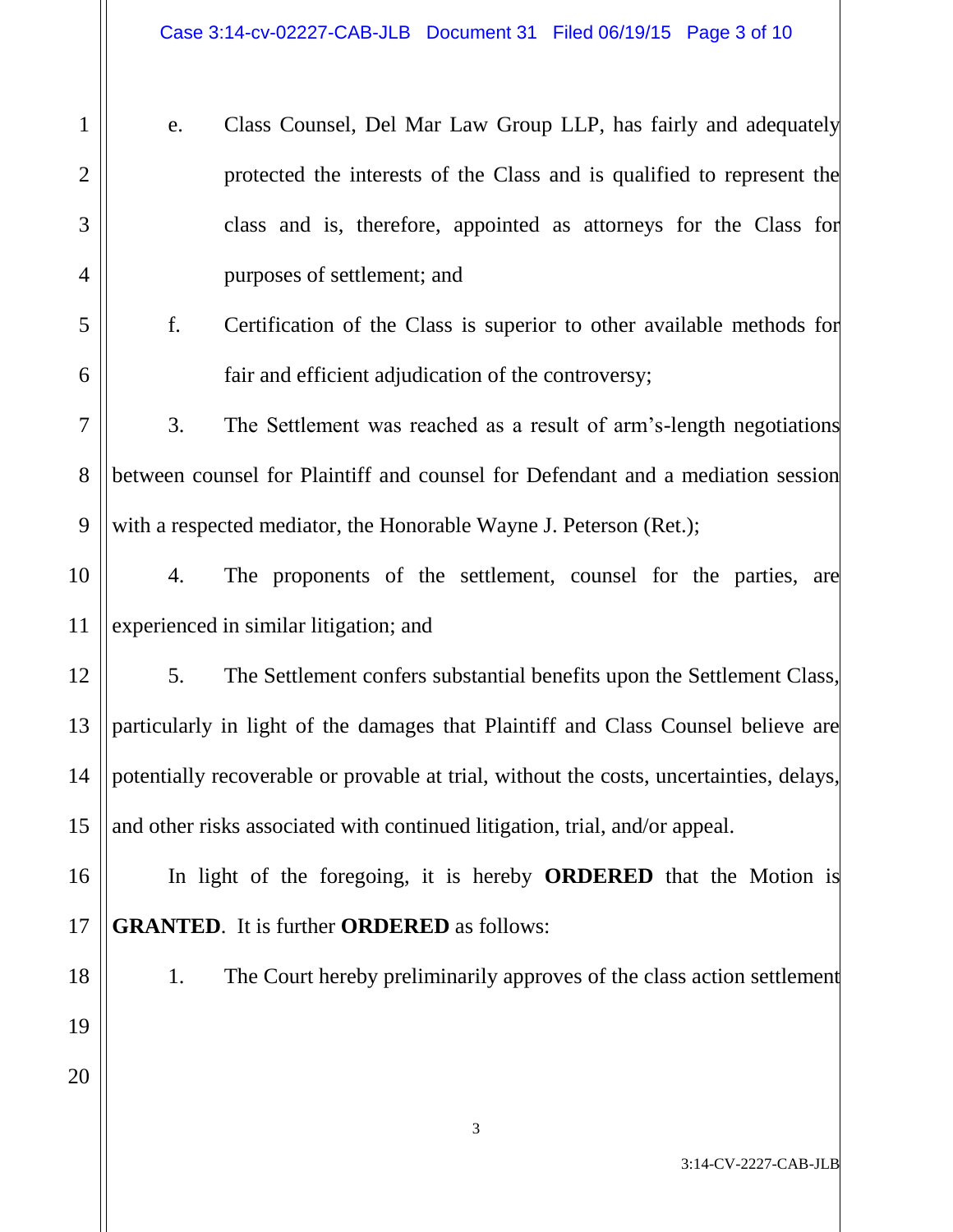e. Class Counsel, Del Mar Law Group LLP, has fairly and adequately protected the interests of the Class and is qualified to represent the class and is, therefore, appointed as attorneys for the Class for purposes of settlement; and

f. Certification of the Class is superior to other available methods for fair and efficient adjudication of the controversy;

3. The Settlement was reached as a result of arm's-length negotiations between counsel for Plaintiff and counsel for Defendant and a mediation session with a respected mediator, the Honorable Wayne J. Peterson (Ret.);

4. The proponents of the settlement, counsel for the parties, are experienced in similar litigation; and

5. The Settlement confers substantial benefits upon the Settlement Class, particularly in light of the damages that Plaintiff and Class Counsel believe are potentially recoverable or provable at trial, without the costs, uncertainties, delays, and other risks associated with continued litigation, trial, and/or appeal.

In light of the foregoing, it is hereby **ORDERED** that the Motion is **GRANTED**. It is further **ORDERED** as follows:

1. The Court hereby preliminarily approves of the class action settlement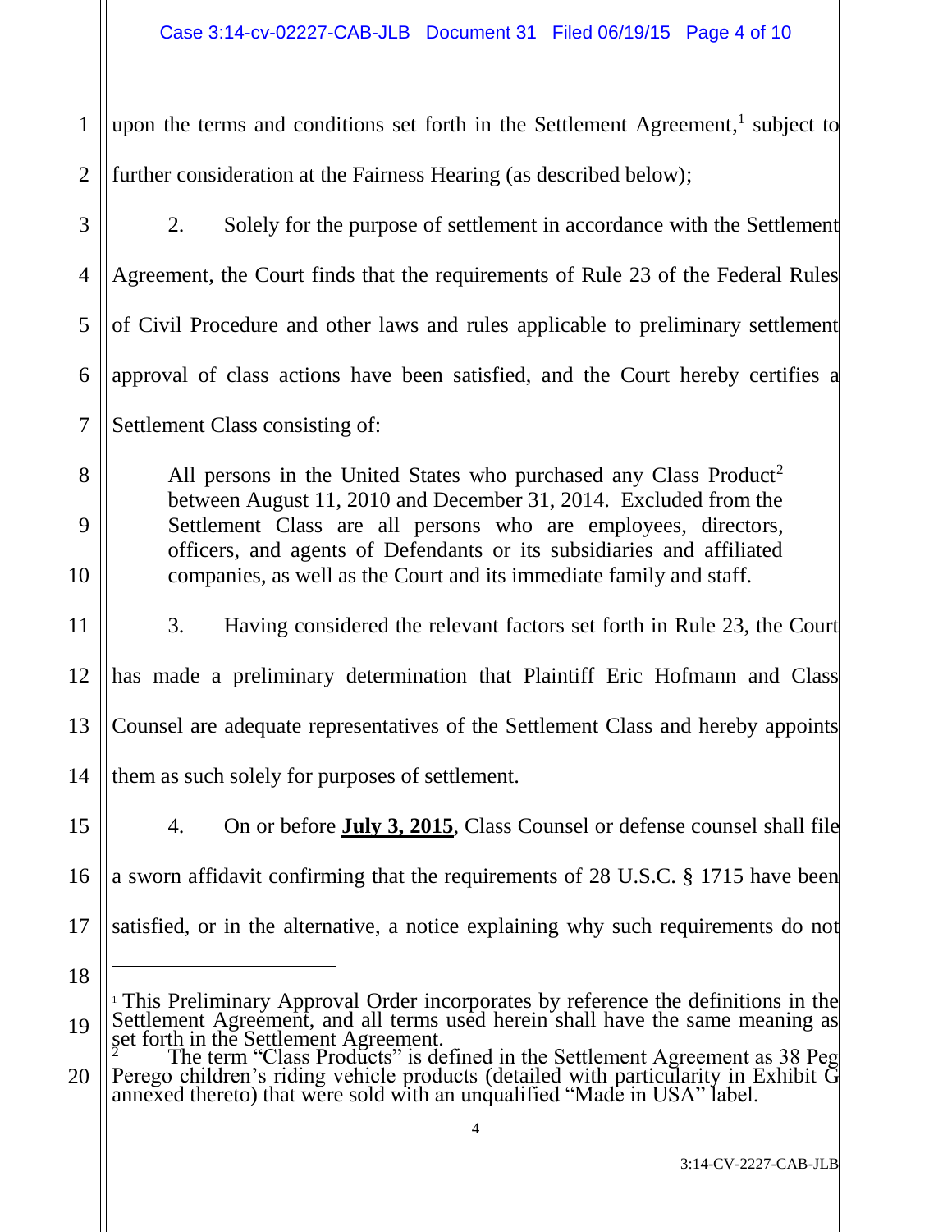upon the terms and conditions set forth in the Settlement Agreement,[1] subject to further consideration at the Fairness Hearing (as described below);

2. Solely for the purpose of settlement in accordance with the Settlement Agreement, the Court finds that the requirements of Rule 23 of the Federal Rules of Civil Procedure and other laws and rules applicable to preliminary settlement approval of class actions have been satisfied, and the Court hereby certifies a Settlement Class consisting of:

> All persons in the United States who purchased any Class Product[2] between August 11, 2010 and December 31, 2014. Excluded from the Settlement Class are all persons who are employees, directors, officers, and agents of Defendants or its subsidiaries and affiliated companies, as well as the Court and its immediate family and staff.

3. Having considered the relevant factors set forth in Rule 23, the Court has made a preliminary determination that Plaintiff Eric Hofmann and Class Counsel are adequate representatives of the Settlement Class and hereby appoints them as such solely for purposes of settlement.

4. On or before **July 3, 2015**, Class Counsel or defense counsel shall file a sworn affidavit confirming that the requirements of 28 U.S.C. § 1715 have been satisfied, or in the alternative, a notice explaining why such requirements do not

---

[1] This Preliminary Approval Order incorporates by reference the definitions in the Settlement Agreement, and all terms used herein shall have the same meaning as set forth in the Settlement Agreement.

[2] The term "Class Products" is defined in the Settlement Agreement as 38 Peg Perego children's riding vehicle products (detailed with particularity in Exhibit G annexed thereto) that were sold with an unqualified "Made in USA" label.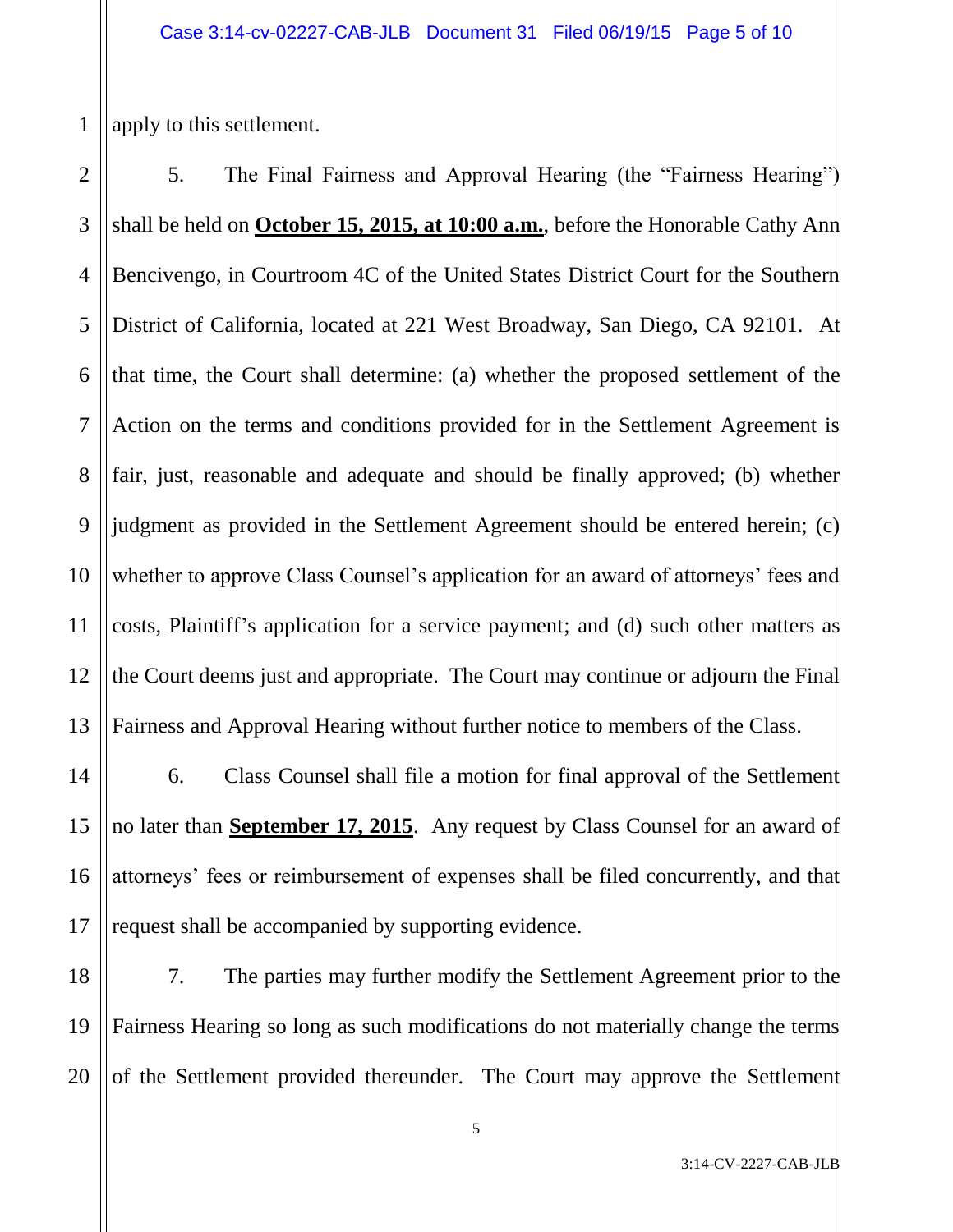apply to this settlement.

5. The Final Fairness and Approval Hearing (the "Fairness Hearing") shall be held on **October 15, 2015, at 10:00 a.m.**, before the Honorable Cathy Ann Bencivengo, in Courtroom 4C of the United States District Court for the Southern District of California, located at 221 West Broadway, San Diego, CA 92101. At that time, the Court shall determine: (a) whether the proposed settlement of the Action on the terms and conditions provided for in the Settlement Agreement is fair, just, reasonable and adequate and should be finally approved; (b) whether judgment as provided in the Settlement Agreement should be entered herein; (c) whether to approve Class Counsel's application for an award of attorneys' fees and costs, Plaintiff's application for a service payment; and (d) such other matters as the Court deems just and appropriate. The Court may continue or adjourn the Final Fairness and Approval Hearing without further notice to members of the Class.

6. Class Counsel shall file a motion for final approval of the Settlement no later than **September 17, 2015**. Any request by Class Counsel for an award of attorneys' fees or reimbursement of expenses shall be filed concurrently, and that request shall be accompanied by supporting evidence.

7. The parties may further modify the Settlement Agreement prior to the Fairness Hearing so long as such modifications do not materially change the terms of the Settlement provided thereunder. The Court may approve the Settlement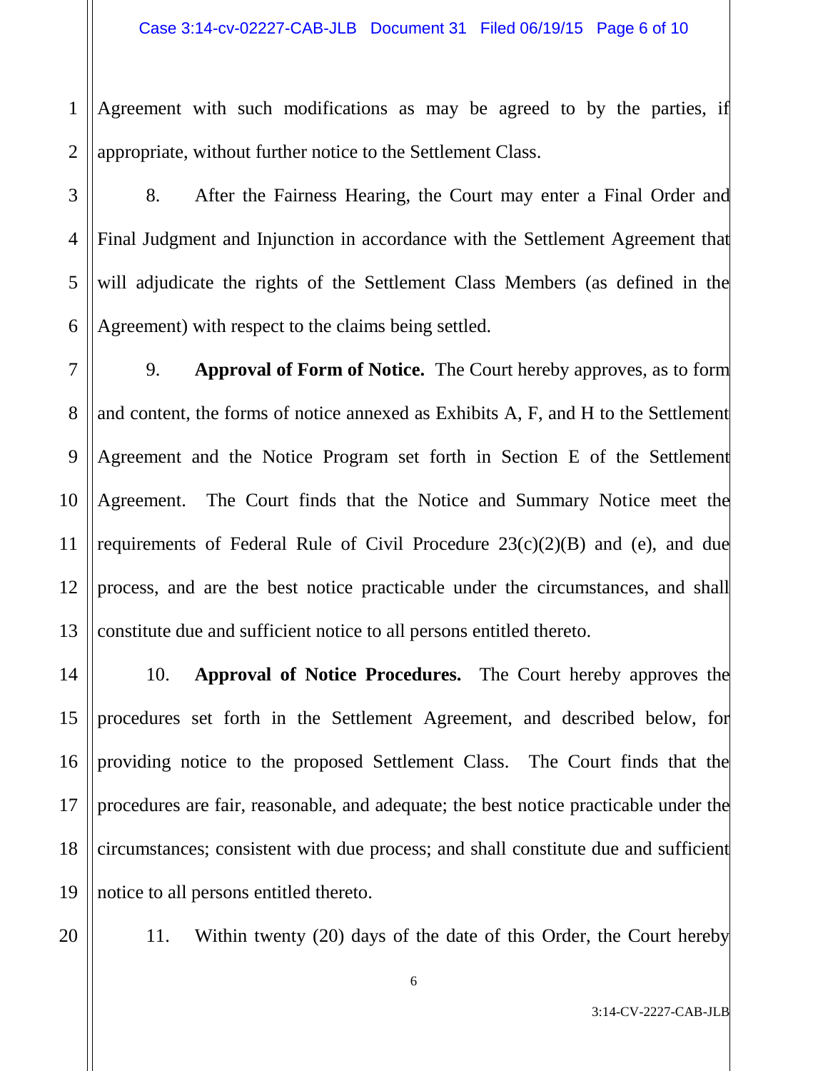Agreement with such modifications as may be agreed to by the parties, if appropriate, without further notice to the Settlement Class.

8. After the Fairness Hearing, the Court may enter a Final Order and Final Judgment and Injunction in accordance with the Settlement Agreement that will adjudicate the rights of the Settlement Class Members (as defined in the Agreement) with respect to the claims being settled.

9. **Approval of Form of Notice.** The Court hereby approves, as to form and content, the forms of notice annexed as Exhibits A, F, and H to the Settlement Agreement and the Notice Program set forth in Section E of the Settlement Agreement. The Court finds that the Notice and Summary Notice meet the requirements of Federal Rule of Civil Procedure 23(c)(2)(B) and (e), and due process, and are the best notice practicable under the circumstances, and shall constitute due and sufficient notice to all persons entitled thereto.

10. **Approval of Notice Procedures.** The Court hereby approves the procedures set forth in the Settlement Agreement, and described below, for providing notice to the proposed Settlement Class. The Court finds that the procedures are fair, reasonable, and adequate; the best notice practicable under the circumstances; consistent with due process; and shall constitute due and sufficient notice to all persons entitled thereto.

11. Within twenty (20) days of the date of this Order, the Court hereby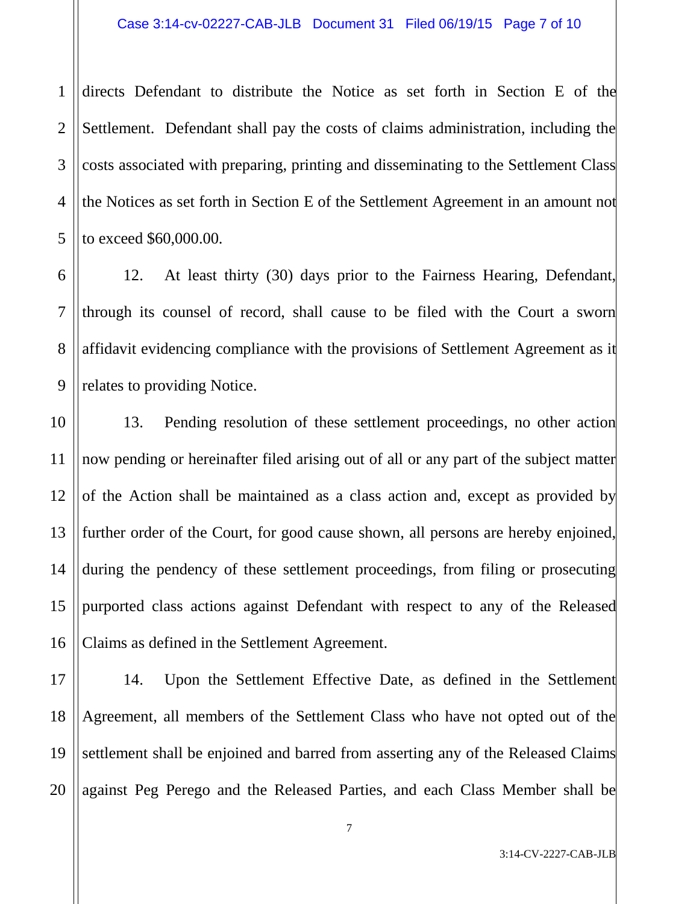directs Defendant to distribute the Notice as set forth in Section E of the Settlement. Defendant shall pay the costs of claims administration, including the costs associated with preparing, printing and disseminating to the Settlement Class the Notices as set forth in Section E of the Settlement Agreement in an amount not to exceed $60,000.00.

12. At least thirty (30) days prior to the Fairness Hearing, Defendant, through its counsel of record, shall cause to be filed with the Court a sworn affidavit evidencing compliance with the provisions of Settlement Agreement as it relates to providing Notice.

13. Pending resolution of these settlement proceedings, no other action now pending or hereinafter filed arising out of all or any part of the subject matter of the Action shall be maintained as a class action and, except as provided by further order of the Court, for good cause shown, all persons are hereby enjoined, during the pendency of these settlement proceedings, from filing or prosecuting purported class actions against Defendant with respect to any of the Released Claims as defined in the Settlement Agreement.

14. Upon the Settlement Effective Date, as defined in the Settlement Agreement, all members of the Settlement Class who have not opted out of the settlement shall be enjoined and barred from asserting any of the Released Claims against Peg Perego and the Released Parties, and each Class Member shall be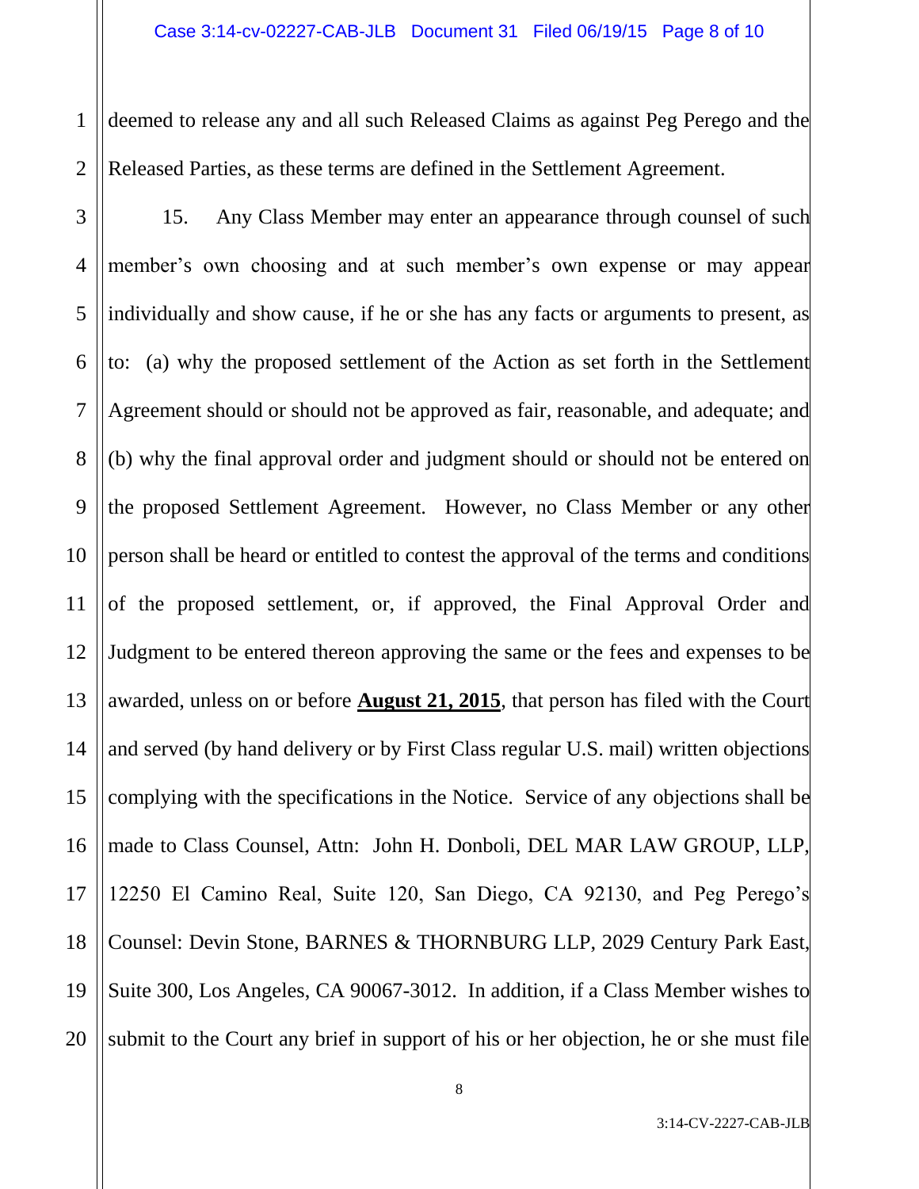deemed to release any and all such Released Claims as against Peg Perego and the Released Parties, as these terms are defined in the Settlement Agreement.

15. Any Class Member may enter an appearance through counsel of such member's own choosing and at such member's own expense or may appear individually and show cause, if he or she has any facts or arguments to present, as to: (a) why the proposed settlement of the Action as set forth in the Settlement Agreement should or should not be approved as fair, reasonable, and adequate; and (b) why the final approval order and judgment should or should not be entered on the proposed Settlement Agreement. However, no Class Member or any other person shall be heard or entitled to contest the approval of the terms and conditions of the proposed settlement, or, if approved, the Final Approval Order and Judgment to be entered thereon approving the same or the fees and expenses to be awarded, unless on or before **August 21, 2015**, that person has filed with the Court and served (by hand delivery or by First Class regular U.S. mail) written objections complying with the specifications in the Notice. Service of any objections shall be made to Class Counsel, Attn: John H. Donboli, DEL MAR LAW GROUP, LLP, 12250 El Camino Real, Suite 120, San Diego, CA 92130, and Peg Perego's Counsel: Devin Stone, BARNES & THORNBURG LLP, 2029 Century Park East, Suite 300, Los Angeles, CA 90067-3012. In addition, if a Class Member wishes to submit to the Court any brief in support of his or her objection, he or she must file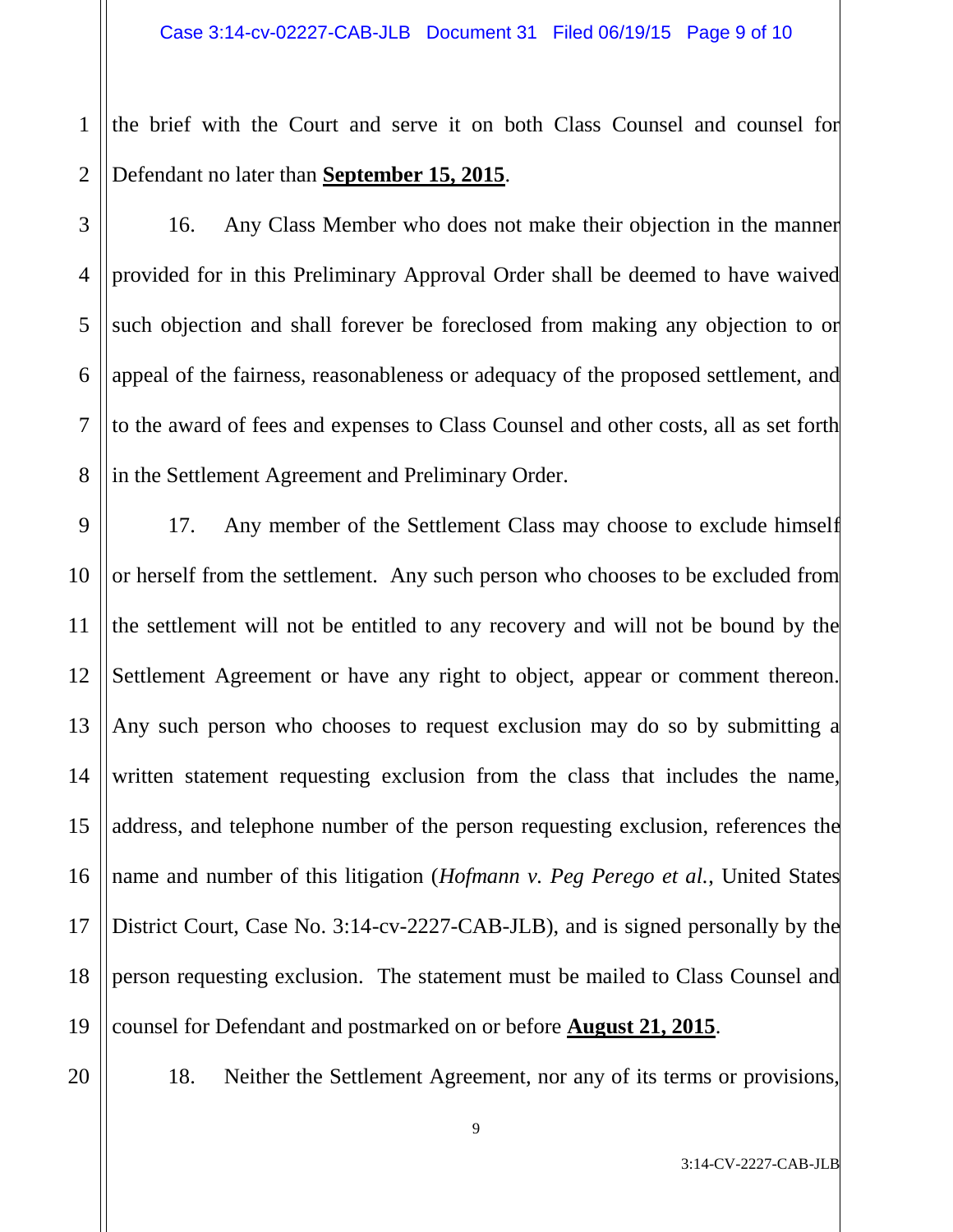the brief with the Court and serve it on both Class Counsel and counsel for Defendant no later than **September 15, 2015**.

16. Any Class Member who does not make their objection in the manner provided for in this Preliminary Approval Order shall be deemed to have waived such objection and shall forever be foreclosed from making any objection to or appeal of the fairness, reasonableness or adequacy of the proposed settlement, and to the award of fees and expenses to Class Counsel and other costs, all as set forth in the Settlement Agreement and Preliminary Order.

17. Any member of the Settlement Class may choose to exclude himself or herself from the settlement. Any such person who chooses to be excluded from the settlement will not be entitled to any recovery and will not be bound by the Settlement Agreement or have any right to object, appear or comment thereon. Any such person who chooses to request exclusion may do so by submitting a written statement requesting exclusion from the class that includes the name, address, and telephone number of the person requesting exclusion, references the name and number of this litigation (*Hofmann v. Peg Perego et al.*, United States District Court, Case No. 3:14-cv-2227-CAB-JLB), and is signed personally by the person requesting exclusion. The statement must be mailed to Class Counsel and counsel for Defendant and postmarked on or before **August 21, 2015**.

18. Neither the Settlement Agreement, nor any of its terms or provisions,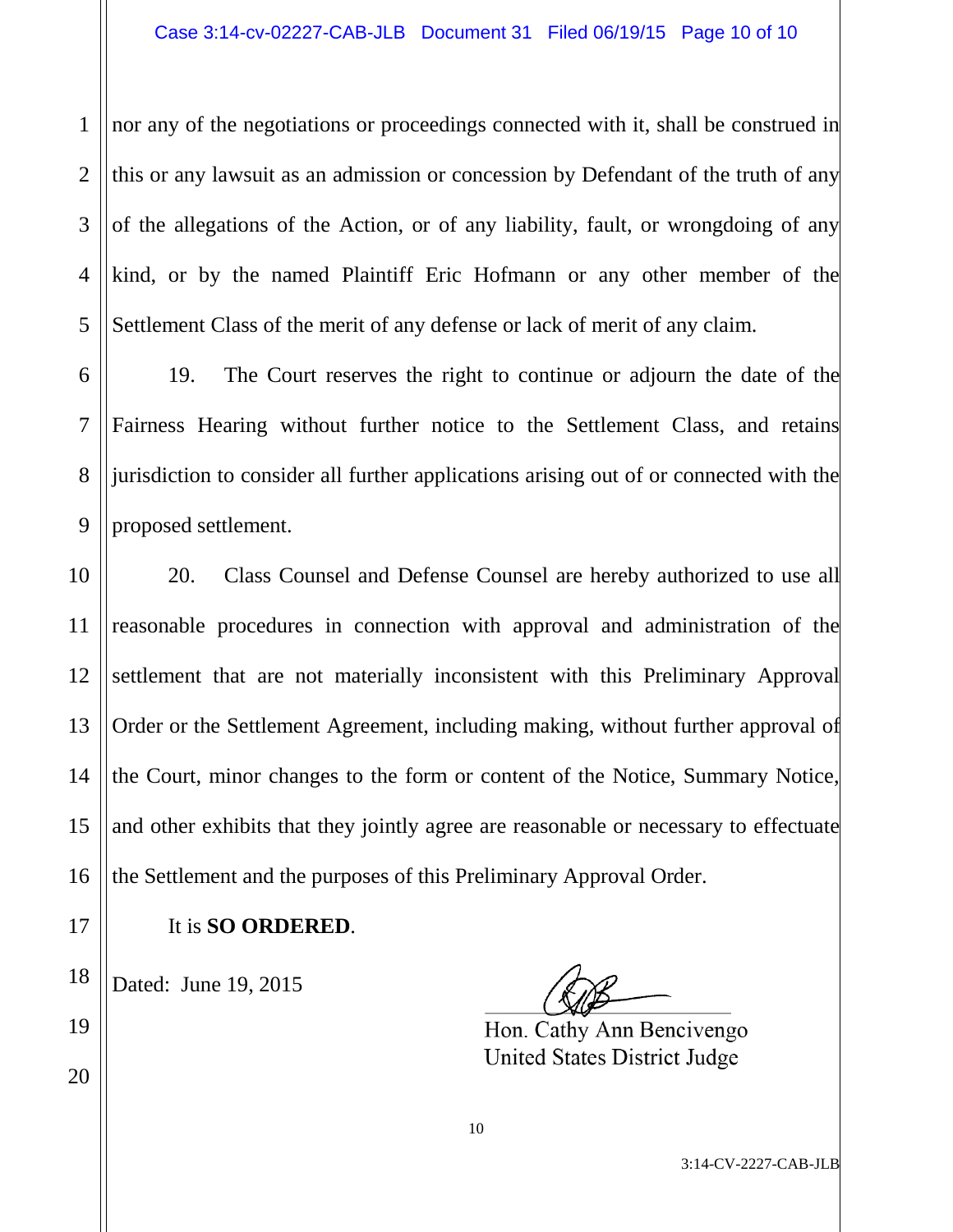nor any of the negotiations or proceedings connected with it, shall be construed in this or any lawsuit as an admission or concession by Defendant of the truth of any of the allegations of the Action, or of any liability, fault, or wrongdoing of any kind, or by the named Plaintiff Eric Hofmann or any other member of the Settlement Class of the merit of any defense or lack of merit of any claim.

19. The Court reserves the right to continue or adjourn the date of the Fairness Hearing without further notice to the Settlement Class, and retains jurisdiction to consider all further applications arising out of or connected with the proposed settlement.

20. Class Counsel and Defense Counsel are hereby authorized to use all reasonable procedures in connection with approval and administration of the settlement that are not materially inconsistent with this Preliminary Approval Order or the Settlement Agreement, including making, without further approval of the Court, minor changes to the form or content of the Notice, Summary Notice, and other exhibits that they jointly agree are reasonable or necessary to effectuate the Settlement and the purposes of this Preliminary Approval Order.

It is **SO ORDERED**.

Dated: June 19, 2015

Hon. Cathy Ann Bencivengo
United States District Judge

3:14-CV-2227-CAB-JLB